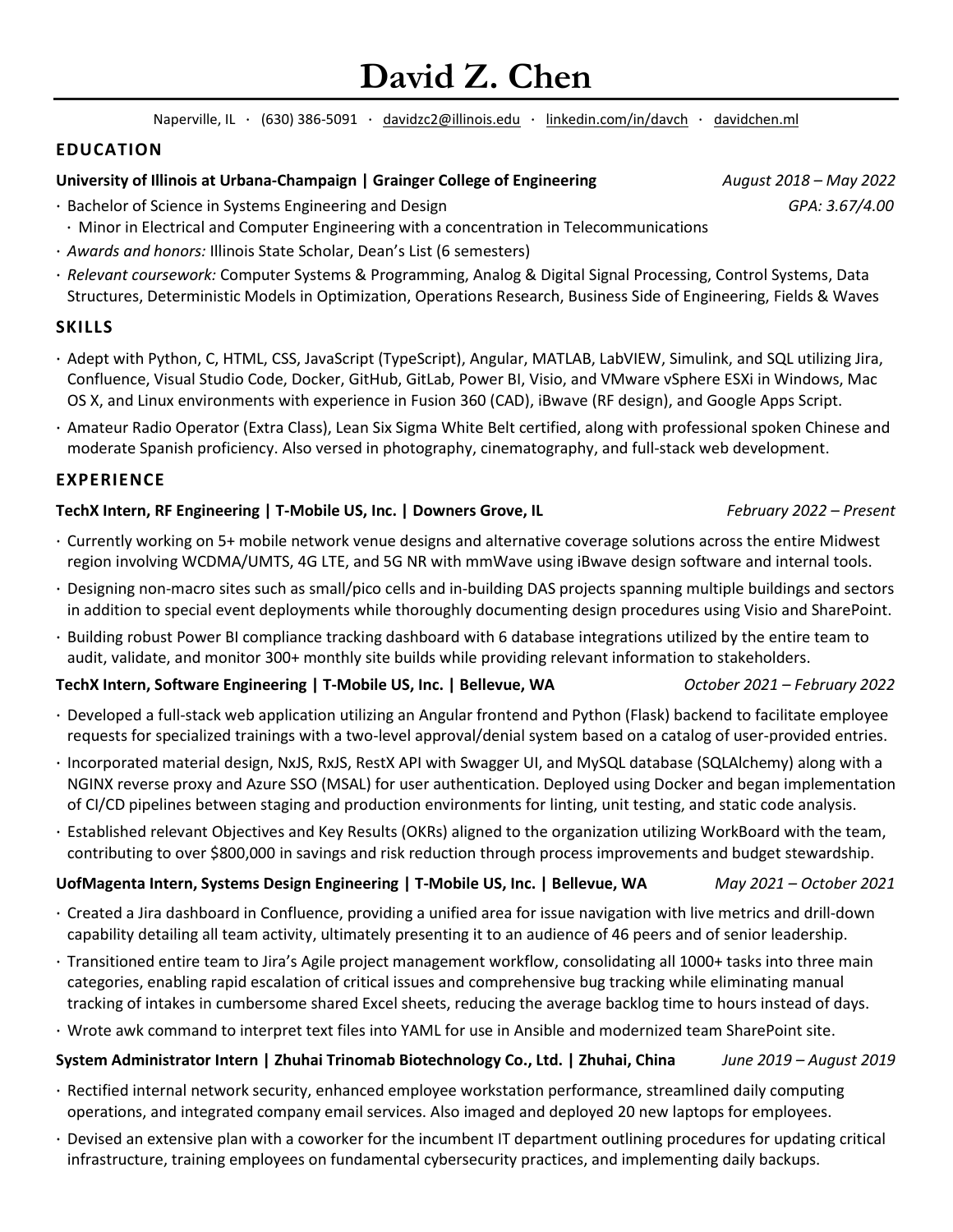# David Z. Chen

Naperville, IL · (630) 386-5091 · davidzc2@illinois.edu · linkedin.com/in/davch · davidchen.ml

## EDUCATION

**University of Illinois at Urbana-Champaign | Grainger College of Engineering** *August 2018 – May 2022*

- Bachelor of Science in Systems Engineering and Design *GPA: 3.67/4.00*
  - Minor in Electrical and Computer Engineering with a concentration in Telecommunications
- *Awards and honors:* Illinois State Scholar, Dean's List (6 semesters)
- *Relevant coursework:* Computer Systems & Programming, Analog & Digital Signal Processing, Control Systems, Data Structures, Deterministic Models in Optimization, Operations Research, Business Side of Engineering, Fields & Waves

## SKILLS

- Adept with Python, C, HTML, CSS, JavaScript (TypeScript), Angular, MATLAB, LabVIEW, Simulink, and SQL utilizing Jira, Confluence, Visual Studio Code, Docker, GitHub, GitLab, Power BI, Visio, and VMware vSphere ESXi in Windows, Mac OS X, and Linux environments with experience in Fusion 360 (CAD), iBwave (RF design), and Google Apps Script.
- Amateur Radio Operator (Extra Class), Lean Six Sigma White Belt certified, along with professional spoken Chinese and moderate Spanish proficiency. Also versed in photography, cinematography, and full-stack web development.

## EXPERIENCE

**TechX Intern, RF Engineering | T-Mobile US, Inc. | Downers Grove, IL** *February 2022 – Present*

- Currently working on 5+ mobile network venue designs and alternative coverage solutions across the entire Midwest region involving WCDMA/UMTS, 4G LTE, and 5G NR with mmWave using iBwave design software and internal tools.
- Designing non-macro sites such as small/pico cells and in-building DAS projects spanning multiple buildings and sectors in addition to special event deployments while thoroughly documenting design procedures using Visio and SharePoint.
- Building robust Power BI compliance tracking dashboard with 6 database integrations utilized by the entire team to audit, validate, and monitor 300+ monthly site builds while providing relevant information to stakeholders.

**TechX Intern, Software Engineering | T-Mobile US, Inc. | Bellevue, WA** *October 2021 – February 2022*

- Developed a full-stack web application utilizing an Angular frontend and Python (Flask) backend to facilitate employee requests for specialized trainings with a two-level approval/denial system based on a catalog of user-provided entries.
- Incorporated material design, NxJS, RxJS, RestX API with Swagger UI, and MySQL database (SQLAlchemy) along with a NGINX reverse proxy and Azure SSO (MSAL) for user authentication. Deployed using Docker and began implementation of CI/CD pipelines between staging and production environments for linting, unit testing, and static code analysis.
- Established relevant Objectives and Key Results (OKRs) aligned to the organization utilizing WorkBoard with the team, contributing to over $800,000 in savings and risk reduction through process improvements and budget stewardship.

**UofMagenta Intern, Systems Design Engineering | T-Mobile US, Inc. | Bellevue, WA** *May 2021 – October 2021*

- Created a Jira dashboard in Confluence, providing a unified area for issue navigation with live metrics and drill-down capability detailing all team activity, ultimately presenting it to an audience of 46 peers and of senior leadership.
- Transitioned entire team to Jira's Agile project management workflow, consolidating all 1000+ tasks into three main categories, enabling rapid escalation of critical issues and comprehensive bug tracking while eliminating manual tracking of intakes in cumbersome shared Excel sheets, reducing the average backlog time to hours instead of days.
- Wrote awk command to interpret text files into YAML for use in Ansible and modernized team SharePoint site.

**System Administrator Intern | Zhuhai Trinomab Biotechnology Co., Ltd. | Zhuhai, China** *June 2019 – August 2019*

- Rectified internal network security, enhanced employee workstation performance, streamlined daily computing operations, and integrated company email services. Also imaged and deployed 20 new laptops for employees.
- Devised an extensive plan with a coworker for the incumbent IT department outlining procedures for updating critical infrastructure, training employees on fundamental cybersecurity practices, and implementing daily backups.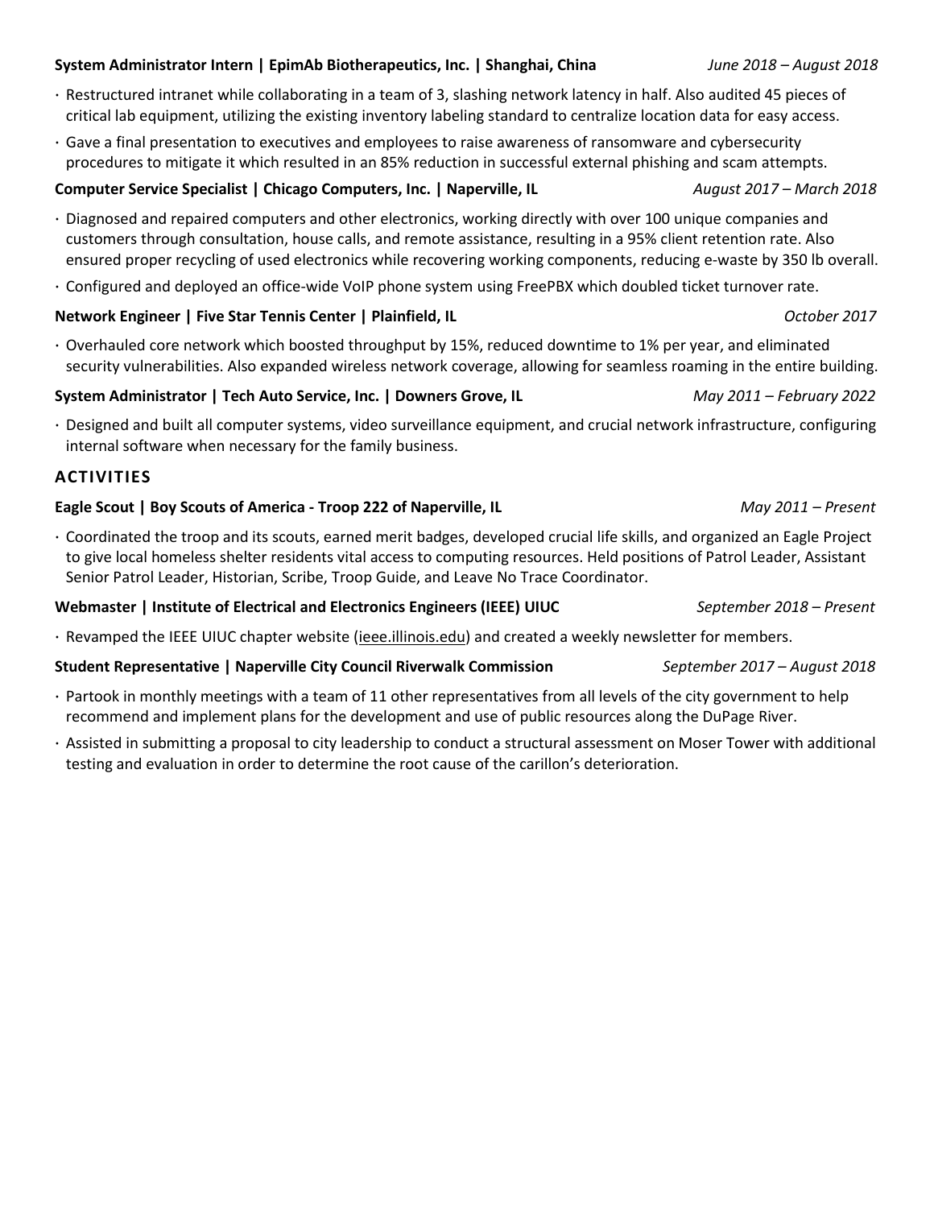**System Administrator Intern | EpimAb Biotherapeutics, Inc. | Shanghai, China** *June 2018 – August 2018*

- Restructured intranet while collaborating in a team of 3, slashing network latency in half. Also audited 45 pieces of critical lab equipment, utilizing the existing inventory labeling standard to centralize location data for easy access.
- Gave a final presentation to executives and employees to raise awareness of ransomware and cybersecurity procedures to mitigate it which resulted in an 85% reduction in successful external phishing and scam attempts.

**Computer Service Specialist | Chicago Computers, Inc. | Naperville, IL** *August 2017 – March 2018*

- Diagnosed and repaired computers and other electronics, working directly with over 100 unique companies and customers through consultation, house calls, and remote assistance, resulting in a 95% client retention rate. Also ensured proper recycling of used electronics while recovering working components, reducing e-waste by 350 lb overall.
- Configured and deployed an office-wide VoIP phone system using FreePBX which doubled ticket turnover rate.

**Network Engineer | Five Star Tennis Center | Plainfield, IL** *October 2017*

- Overhauled core network which boosted throughput by 15%, reduced downtime to 1% per year, and eliminated security vulnerabilities. Also expanded wireless network coverage, allowing for seamless roaming in the entire building.

**System Administrator | Tech Auto Service, Inc. | Downers Grove, IL** *May 2011 – February 2022*

- Designed and built all computer systems, video surveillance equipment, and crucial network infrastructure, configuring internal software when necessary for the family business.

## ACTIVITIES

**Eagle Scout | Boy Scouts of America - Troop 222 of Naperville, IL** *May 2011 – Present*

- Coordinated the troop and its scouts, earned merit badges, developed crucial life skills, and organized an Eagle Project to give local homeless shelter residents vital access to computing resources. Held positions of Patrol Leader, Assistant Senior Patrol Leader, Historian, Scribe, Troop Guide, and Leave No Trace Coordinator.

**Webmaster | Institute of Electrical and Electronics Engineers (IEEE) UIUC** *September 2018 – Present*

- Revamped the IEEE UIUC chapter website (ieee.illinois.edu) and created a weekly newsletter for members.

**Student Representative | Naperville City Council Riverwalk Commission** *September 2017 – August 2018*

- Partook in monthly meetings with a team of 11 other representatives from all levels of the city government to help recommend and implement plans for the development and use of public resources along the DuPage River.
- Assisted in submitting a proposal to city leadership to conduct a structural assessment on Moser Tower with additional testing and evaluation in order to determine the root cause of the carillon's deterioration.